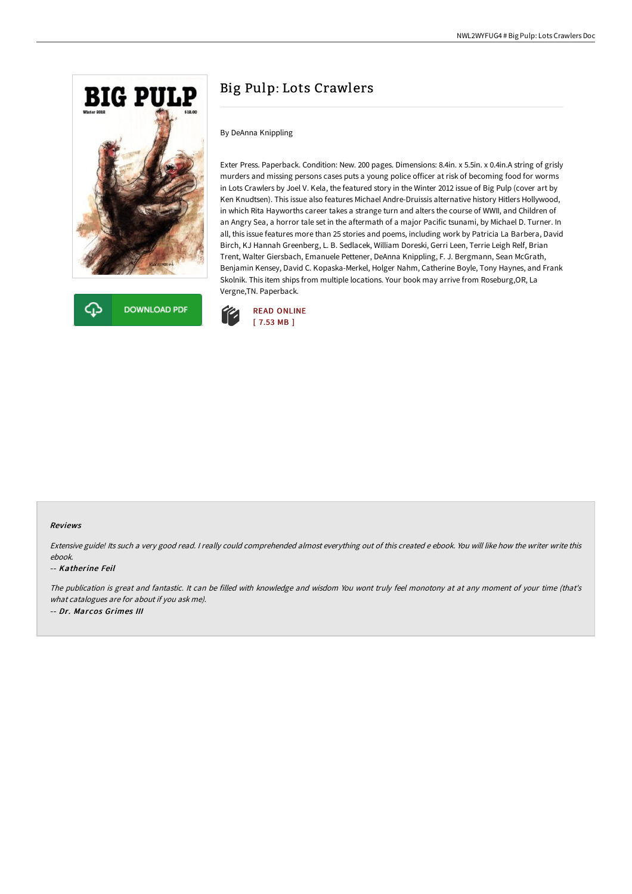# Big Pulp: Lots Crawlers

By DeAnna Knippling

Exter Press. Paperback. Condition: New. 200 pages. Dimensions: 8.4in. x 5.5in. x 0.4in.A string of grisly murders and missing persons cases puts a young police officer at risk of becoming food for worms in Lots Crawlers by Joel V. Kela, the featured story in the Winter 2012 issue of Big Pulp (cover art by Ken Knudtsen). This issue also features Michael Andre-Druissis alternative history Hitlers Hollywood, in which Rita Hayworths career takes a strange turn and alters the course of WWII, and Children of an Angry Sea, a horror tale set in the aftermath of a major Pacific tsunami, by Michael D. Turner. In all, this issue features more than 25 stories and poems, including work by Patricia La Barbera, David Birch, KJ Hannah Greenberg, L. B. Sedlacek, William Doreski, Gerri Leen, Terrie Leigh Relf, Brian Trent, Walter Giersbach, Emanuele Pettener, DeAnna Knippling, F. J. Bergmann, Sean McGrath, Benjamin Kensey, David C. Kopaska-Merkel, Holger Nahm, Catherine Boyle, Tony Haynes, and Frank Skolnik. This item ships from multiple locations. Your book may arrive from Roseburg,OR, La Vergne,TN. Paperback.

DOWNLOAD PDF

READ ONLINE
[ 7.53 MB ]

#### Reviews

*Extensive guide! Its such a very good read. I really could comprehended almost everything out of this created e ebook. You will like how the writer write this ebook.*

-- ***Katherine Feil***

*The publication is great and fantastic. It can be filled with knowledge and wisdom You wont truly feel monotony at at any moment of your time (that's what catalogues are for about if you ask me).*

-- ***Dr. Marcos Grimes III***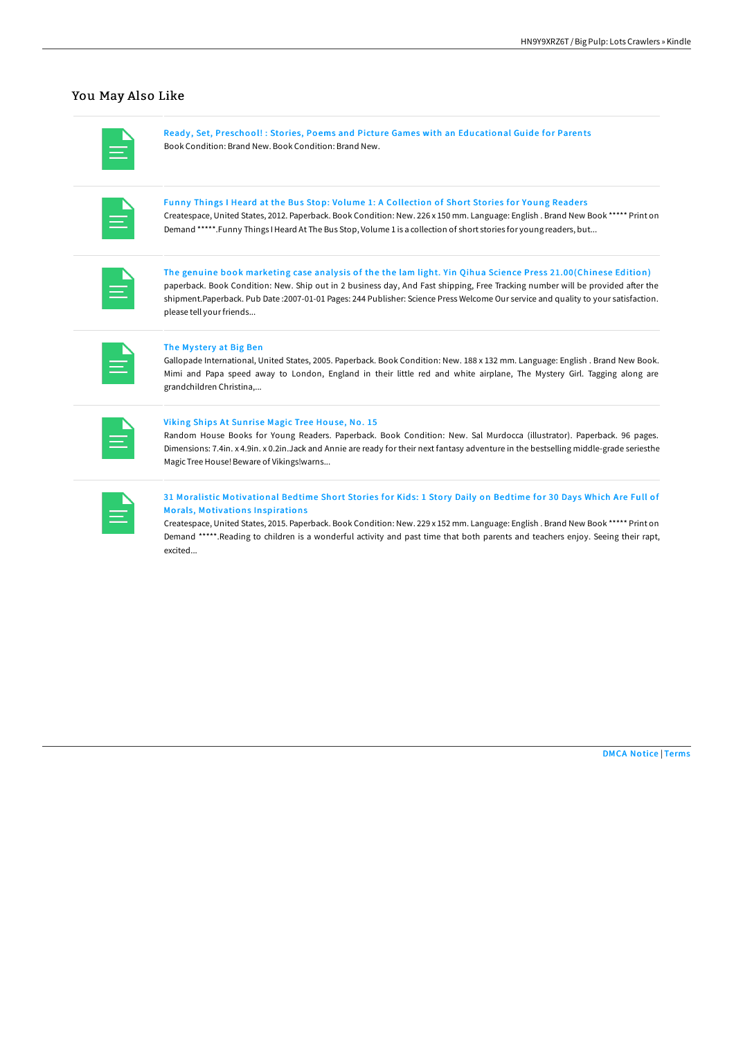## You May Also Like

**Ready, Set, Preschool! : Stories, Poems and Picture Games with an Educational Guide for Parents**
Book Condition: Brand New. Book Condition: Brand New.

**Funny Things I Heard at the Bus Stop: Volume 1: A Collection of Short Stories for Young Readers**
Createspace, United States, 2012. Paperback. Book Condition: New. 226 x 150 mm. Language: English . Brand New Book ***** Print on Demand *****.Funny Things I Heard At The Bus Stop, Volume 1 is a collection of short stories for young readers, but...

**The genuine book marketing case analysis of the the lam light. Yin Qihua Science Press 21.00(Chinese Edition)**
paperback. Book Condition: New. Ship out in 2 business day, And Fast shipping, Free Tracking number will be provided after the shipment.Paperback. Pub Date :2007-01-01 Pages: 244 Publisher: Science Press Welcome Our service and quality to your satisfaction. please tell your friends...

**The Mystery at Big Ben**
Gallopade International, United States, 2005. Paperback. Book Condition: New. 188 x 132 mm. Language: English . Brand New Book. Mimi and Papa speed away to London, England in their little red and white airplane, The Mystery Girl. Tagging along are grandchildren Christina,...

**Viking Ships At Sunrise Magic Tree House, No. 15**
Random House Books for Young Readers. Paperback. Book Condition: New. Sal Murdocca (illustrator). Paperback. 96 pages. Dimensions: 7.4in. x 4.9in. x 0.2in.Jack and Annie are ready for their next fantasy adventure in the bestselling middle-grade seriesthe Magic Tree House! Beware of Vikings!warns...

**31 Moralistic Motivational Bedtime Short Stories for Kids: 1 Story Daily on Bedtime for 30 Days Which Are Full of Morals, Motivations Inspirations**
Createspace, United States, 2015. Paperback. Book Condition: New. 229 x 152 mm. Language: English . Brand New Book ***** Print on Demand *****.Reading to children is a wonderful activity and past time that both parents and teachers enjoy. Seeing their rapt, excited...